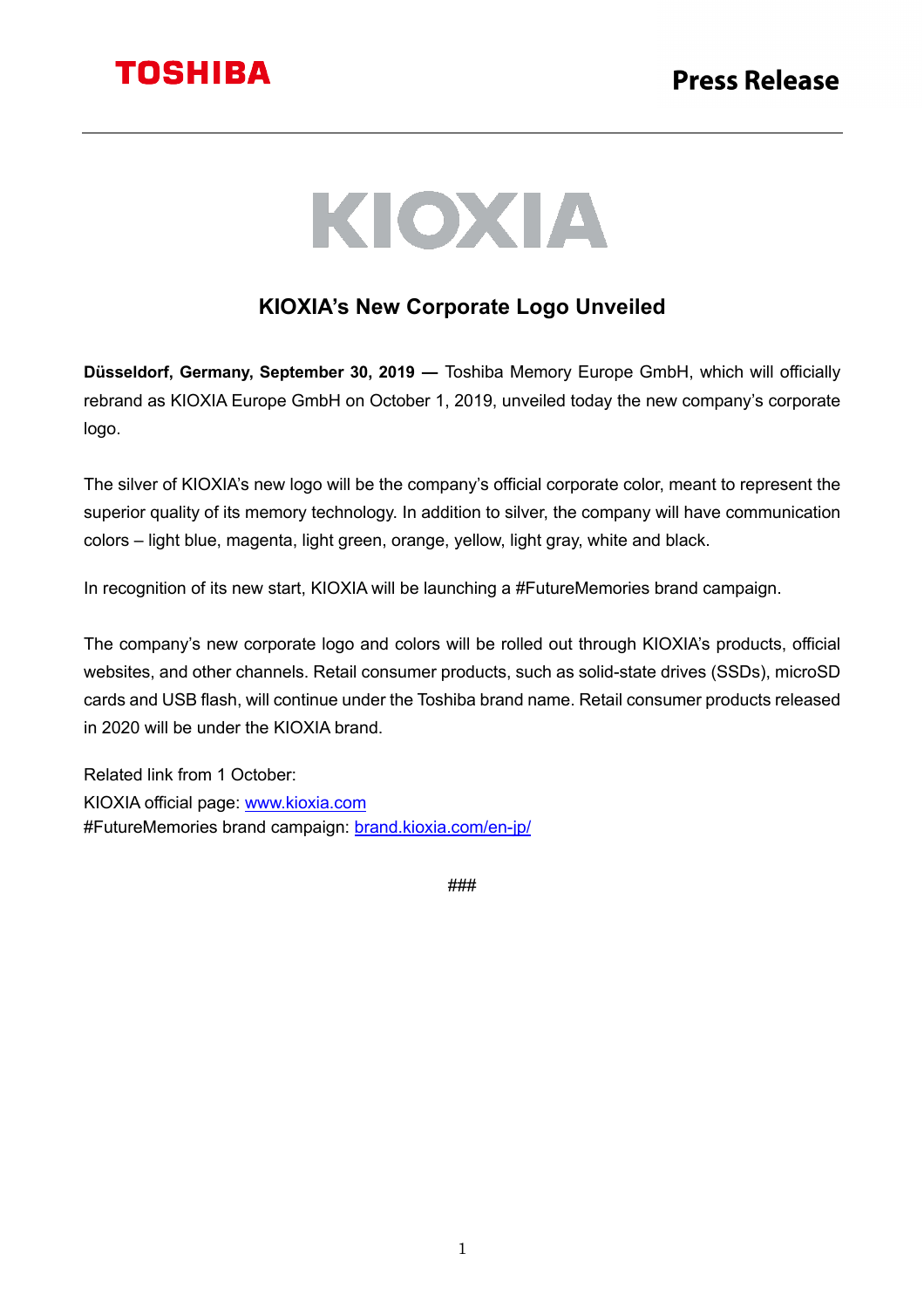TOSHIBA

**Press Release**

KIOXIA

# KIOXIA's New Corporate Logo Unveiled

**Düsseldorf, Germany, September 30, 2019 —** Toshiba Memory Europe GmbH, which will officially rebrand as KIOXIA Europe GmbH on October 1, 2019, unveiled today the new company's corporate logo.

The silver of KIOXIA's new logo will be the company's official corporate color, meant to represent the superior quality of its memory technology. In addition to silver, the company will have communication colors – light blue, magenta, light green, orange, yellow, light gray, white and black.

In recognition of its new start, KIOXIA will be launching a #FutureMemories brand campaign.

The company's new corporate logo and colors will be rolled out through KIOXIA's products, official websites, and other channels. Retail consumer products, such as solid-state drives (SSDs), microSD cards and USB flash, will continue under the Toshiba brand name. Retail consumer products released in 2020 will be under the KIOXIA brand.

Related link from 1 October:
KIOXIA official page: www.kioxia.com
#FutureMemories brand campaign: brand.kioxia.com/en-jp/

###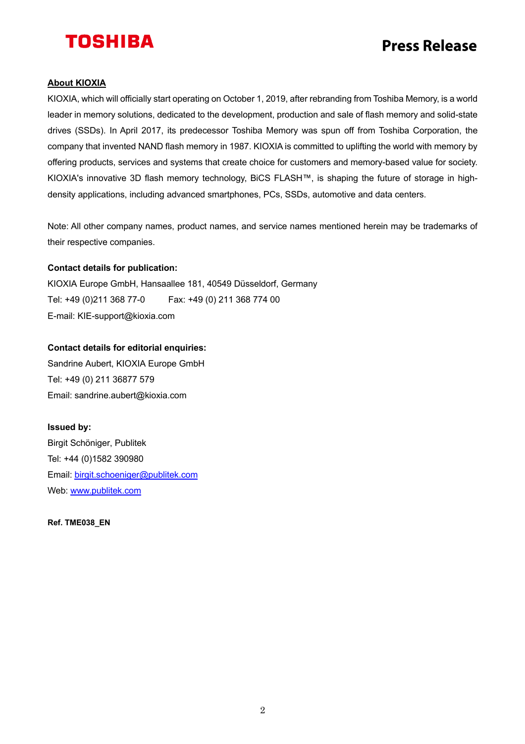## About KIOXIA

KIOXIA, which will officially start operating on October 1, 2019, after rebranding from Toshiba Memory, is a world leader in memory solutions, dedicated to the development, production and sale of flash memory and solid-state drives (SSDs). In April 2017, its predecessor Toshiba Memory was spun off from Toshiba Corporation, the company that invented NAND flash memory in 1987. KIOXIA is committed to uplifting the world with memory by offering products, services and systems that create choice for customers and memory-based value for society. KIOXIA's innovative 3D flash memory technology, BiCS FLASH™, is shaping the future of storage in high-density applications, including advanced smartphones, PCs, SSDs, automotive and data centers.

Note: All other company names, product names, and service names mentioned herein may be trademarks of their respective companies.

**Contact details for publication:**

KIOXIA Europe GmbH, Hansaallee 181, 40549 Düsseldorf, Germany
Tel: +49 (0)211 368 77-0 Fax: +49 (0) 211 368 774 00
E-mail: KIE-support@kioxia.com

**Contact details for editorial enquiries:**

Sandrine Aubert, KIOXIA Europe GmbH
Tel: +49 (0) 211 36877 579
Email: sandrine.aubert@kioxia.com

**Issued by:**

Birgit Schöniger, Publitek
Tel: +44 (0)1582 390980
Email: birgit.schoeniger@publitek.com
Web: www.publitek.com

**Ref. TME038_EN**